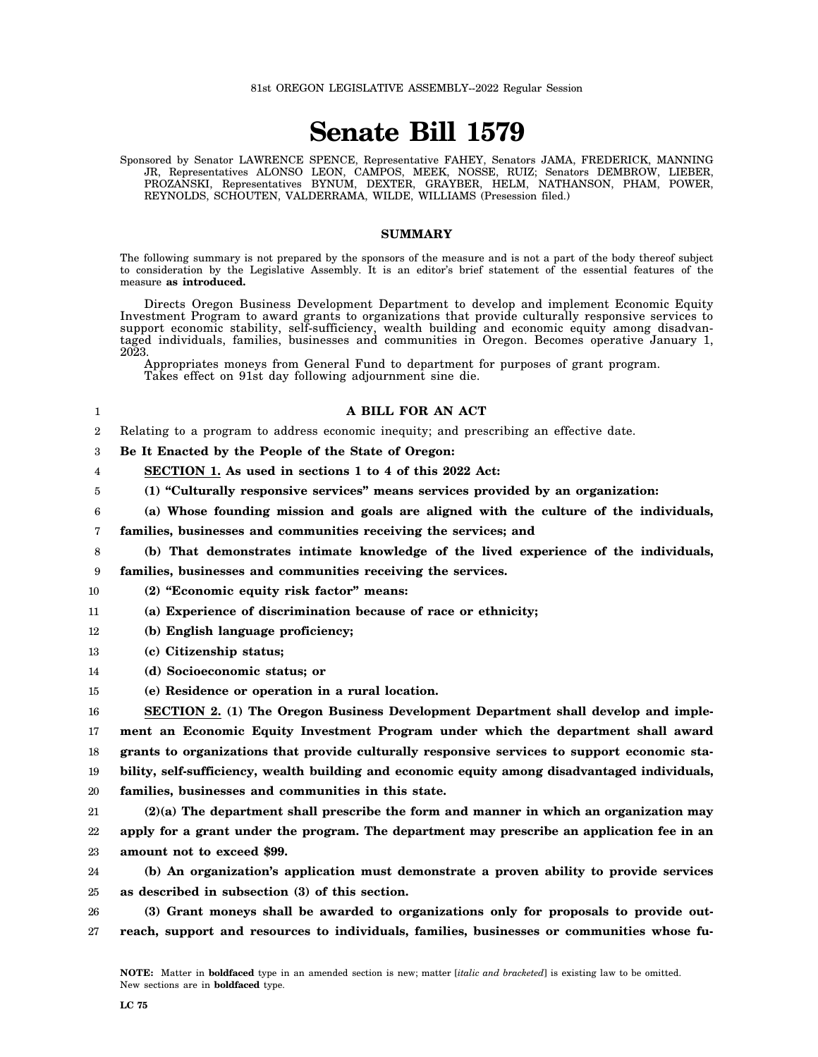81st OREGON LEGISLATIVE ASSEMBLY--2022 Regular Session

# Senate Bill 1579

Sponsored by Senator LAWRENCE SPENCE, Representative FAHEY, Senators JAMA, FREDERICK, MANNING JR, Representatives ALONSO LEON, CAMPOS, MEEK, NOSSE, RUIZ; Senators DEMBROW, LIEBER, PROZANSKI, Representatives BYNUM, DEXTER, GRAYBER, HELM, NATHANSON, PHAM, POWER, REYNOLDS, SCHOUTEN, VALDERRAMA, WILDE, WILLIAMS (Presession filed.)

## SUMMARY

The following summary is not prepared by the sponsors of the measure and is not a part of the body thereof subject to consideration by the Legislative Assembly. It is an editor's brief statement of the essential features of the measure **as introduced.**

Directs Oregon Business Development Department to develop and implement Economic Equity Investment Program to award grants to organizations that provide culturally responsive services to support economic stability, self-sufficiency, wealth building and economic equity among disadvantaged individuals, families, businesses and communities in Oregon. Becomes operative January 1, 2023.

Appropriates moneys from General Fund to department for purposes of grant program.

Takes effect on 91st day following adjournment sine die.

## A BILL FOR AN ACT

Relating to a program to address economic inequity; and prescribing an effective date.

**Be It Enacted by the People of the State of Oregon:**

**SECTION 1. As used in sections 1 to 4 of this 2022 Act:**

**(1) "Culturally responsive services" means services provided by an organization:**

**(a) Whose founding mission and goals are aligned with the culture of the individuals, families, businesses and communities receiving the services; and**

**(b) That demonstrates intimate knowledge of the lived experience of the individuals, families, businesses and communities receiving the services.**

**(2) "Economic equity risk factor" means:**

**(a) Experience of discrimination because of race or ethnicity;**

**(b) English language proficiency;**

**(c) Citizenship status;**

**(d) Socioeconomic status; or**

**(e) Residence or operation in a rural location.**

**SECTION 2. (1) The Oregon Business Development Department shall develop and implement an Economic Equity Investment Program under which the department shall award grants to organizations that provide culturally responsive services to support economic stability, self-sufficiency, wealth building and economic equity among disadvantaged individuals, families, businesses and communities in this state.**

**(2)(a) The department shall prescribe the form and manner in which an organization may apply for a grant under the program. The department may prescribe an application fee in an amount not to exceed $99.**

**(b) An organization's application must demonstrate a proven ability to provide services as described in subsection (3) of this section.**

**(3) Grant moneys shall be awarded to organizations only for proposals to provide outreach, support and resources to individuals, families, businesses or communities whose fu-**

**NOTE:** Matter in **boldfaced** type in an amended section is new; matter [*italic and bracketed*] is existing law to be omitted. New sections are in **boldfaced** type.

LC 75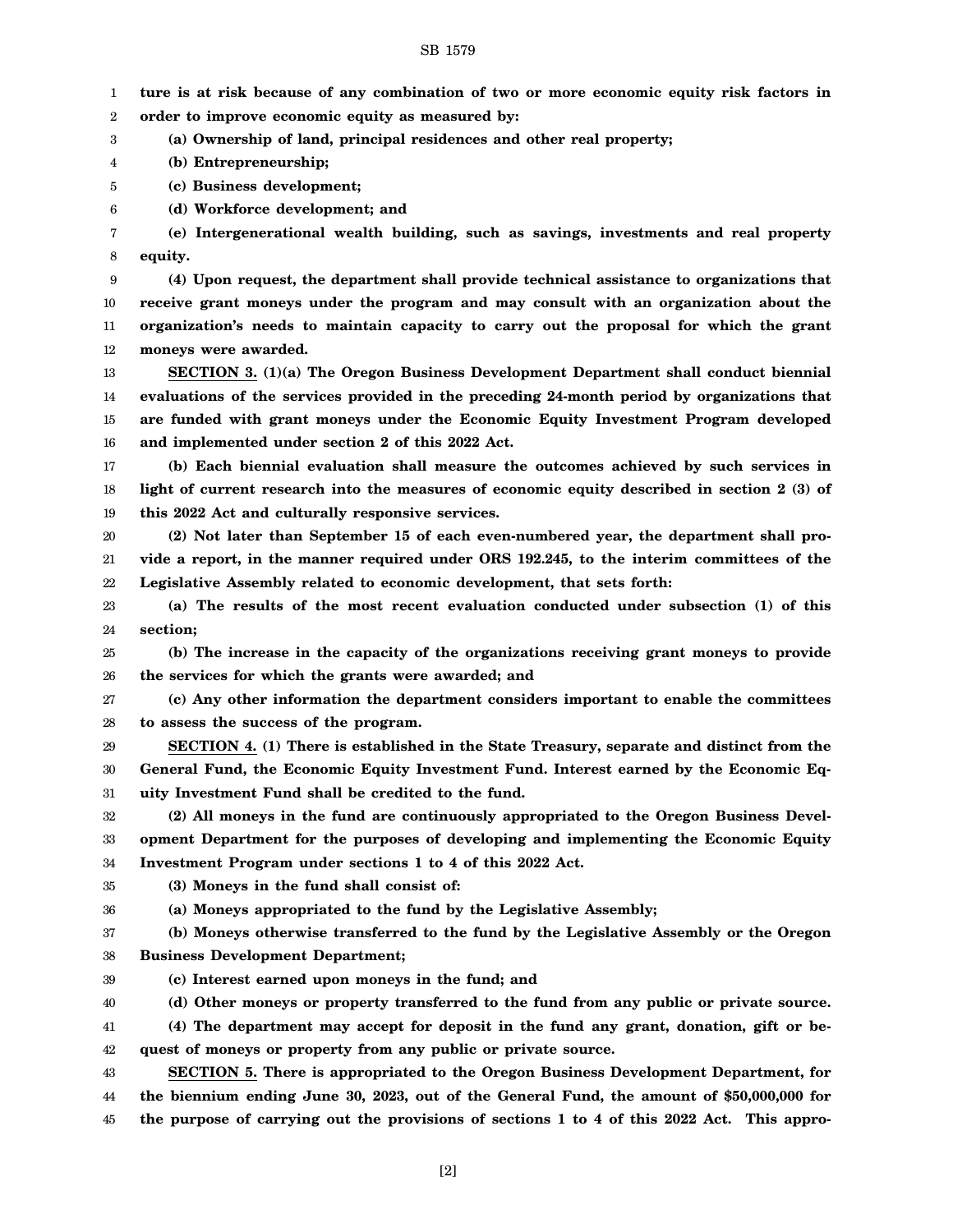**ture is at risk because of any combination of two or more economic equity risk factors in order to improve economic equity as measured by:**

**(a) Ownership of land, principal residences and other real property;**

**(b) Entrepreneurship;**

**(c) Business development;**

**(d) Workforce development; and**

**(e) Intergenerational wealth building, such as savings, investments and real property equity.**

**(4) Upon request, the department shall provide technical assistance to organizations that receive grant moneys under the program and may consult with an organization about the organization's needs to maintain capacity to carry out the proposal for which the grant moneys were awarded.**

**SECTION 3. (1)(a) The Oregon Business Development Department shall conduct biennial evaluations of the services provided in the preceding 24-month period by organizations that are funded with grant moneys under the Economic Equity Investment Program developed and implemented under section 2 of this 2022 Act.**

**(b) Each biennial evaluation shall measure the outcomes achieved by such services in light of current research into the measures of economic equity described in section 2 (3) of this 2022 Act and culturally responsive services.**

**(2) Not later than September 15 of each even-numbered year, the department shall provide a report, in the manner required under ORS 192.245, to the interim committees of the Legislative Assembly related to economic development, that sets forth:**

**(a) The results of the most recent evaluation conducted under subsection (1) of this section;**

**(b) The increase in the capacity of the organizations receiving grant moneys to provide the services for which the grants were awarded; and**

**(c) Any other information the department considers important to enable the committees to assess the success of the program.**

**SECTION 4. (1) There is established in the State Treasury, separate and distinct from the General Fund, the Economic Equity Investment Fund. Interest earned by the Economic Equity Investment Fund shall be credited to the fund.**

**(2) All moneys in the fund are continuously appropriated to the Oregon Business Development Department for the purposes of developing and implementing the Economic Equity Investment Program under sections 1 to 4 of this 2022 Act.**

**(3) Moneys in the fund shall consist of:**

**(a) Moneys appropriated to the fund by the Legislative Assembly;**

**(b) Moneys otherwise transferred to the fund by the Legislative Assembly or the Oregon Business Development Department;**

**(c) Interest earned upon moneys in the fund; and**

**(d) Other moneys or property transferred to the fund from any public or private source.**

**(4) The department may accept for deposit in the fund any grant, donation, gift or bequest of moneys or property from any public or private source.**

**SECTION 5. There is appropriated to the Oregon Business Development Department, for the biennium ending June 30, 2023, out of the General Fund, the amount of $50,000,000 for the purpose of carrying out the provisions of sections 1 to 4 of this 2022 Act. This appro-**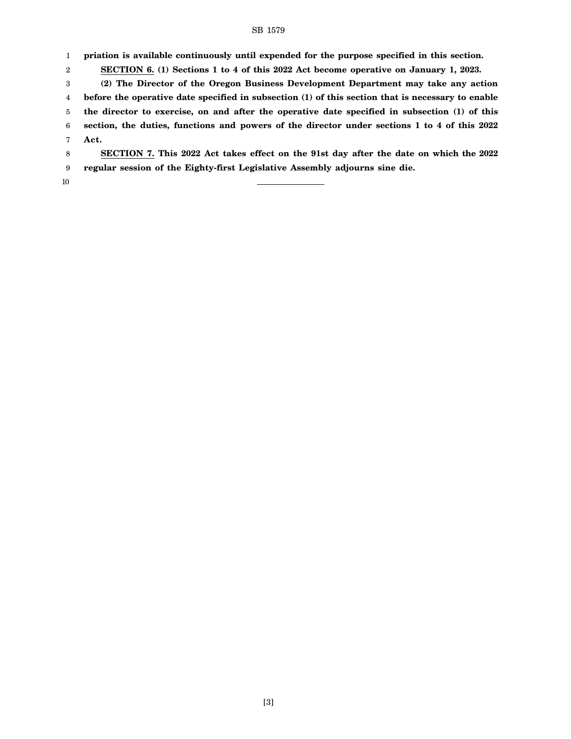**priation is available continuously until expended for the purpose specified in this section.**

**SECTION 6. (1) Sections 1 to 4 of this 2022 Act become operative on January 1, 2023.**

**(2) The Director of the Oregon Business Development Department may take any action before the operative date specified in subsection (1) of this section that is necessary to enable the director to exercise, on and after the operative date specified in subsection (1) of this section, the duties, functions and powers of the director under sections 1 to 4 of this 2022 Act.**

**SECTION 7. This 2022 Act takes effect on the 91st day after the date on which the 2022 regular session of the Eighty-first Legislative Assembly adjourns sine die.**